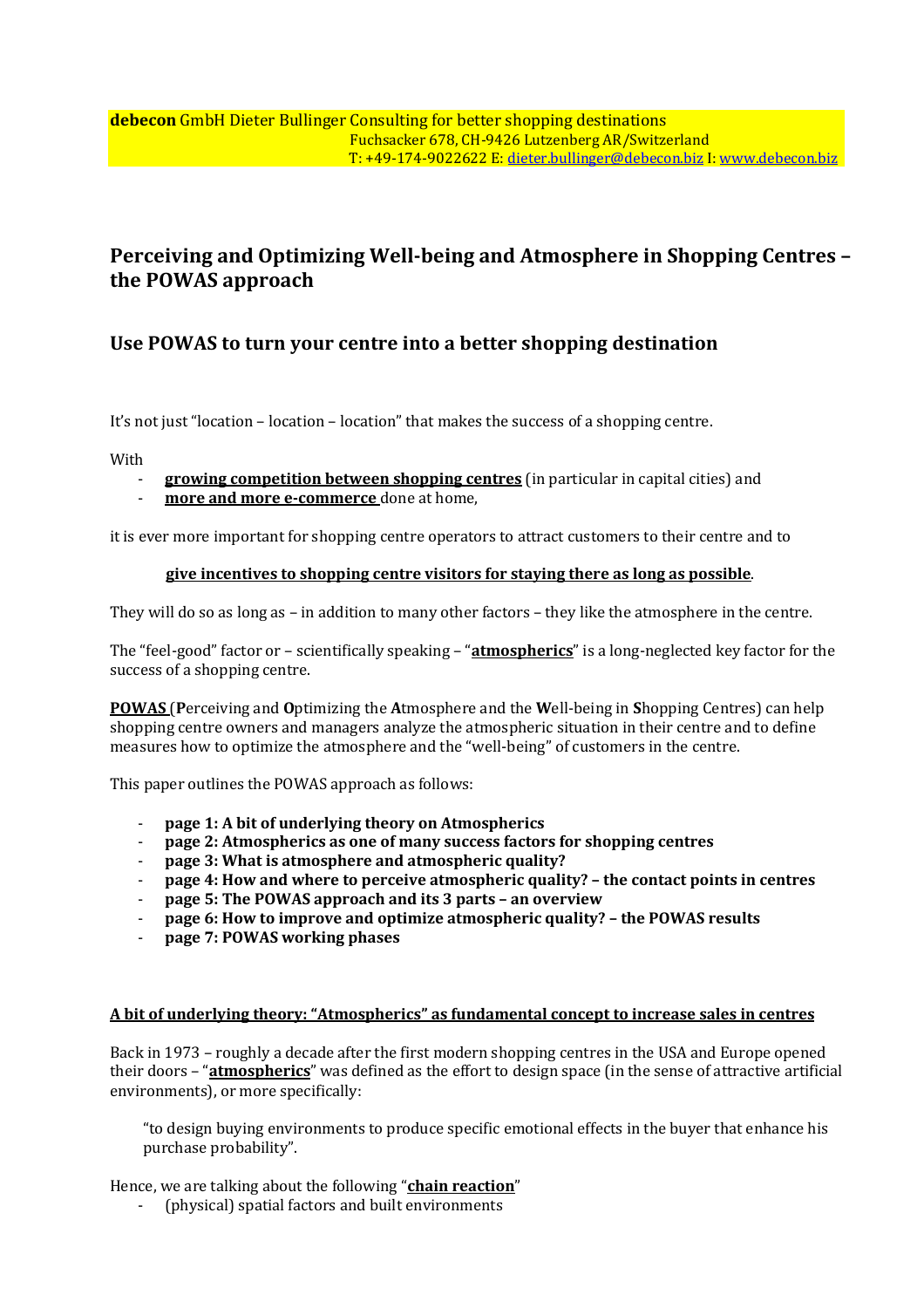**debecon** GmbH Dieter Bullinger Consulting for better shopping destinations
Fuchsacker 678, CH-9426 Lutzenberg AR/Switzerland
T: +49-174-9022622 E: dieter.bullinger@debecon.biz I: www.debecon.biz

## Perceiving and Optimizing Well-being and Atmosphere in Shopping Centres – the POWAS approach

## Use POWAS to turn your centre into a better shopping destination

It's not just "location – location – location" that makes the success of a shopping centre.

With

- **growing competition between shopping centres** (in particular in capital cities) and
- **more and more e-commerce** done at home,

it is ever more important for shopping centre operators to attract customers to their centre and to

**give incentives to shopping centre visitors for staying there as long as possible**.

They will do so as long as – in addition to many other factors – they like the atmosphere in the centre.

The "feel-good" factor or – scientifically speaking – "**atmospherics**" is a long-neglected key factor for the success of a shopping centre.

**POWAS** (**P**erceiving and **O**ptimizing the **A**tmosphere and the **W**ell-being in **S**hopping Centres) can help shopping centre owners and managers analyze the atmospheric situation in their centre and to define measures how to optimize the atmosphere and the "well-being" of customers in the centre.

This paper outlines the POWAS approach as follows:

- **page 1: A bit of underlying theory on Atmospherics**
- **page 2: Atmospherics as one of many success factors for shopping centres**
- **page 3: What is atmosphere and atmospheric quality?**
- **page 4: How and where to perceive atmospheric quality? – the contact points in centres**
- **page 5: The POWAS approach and its 3 parts – an overview**
- **page 6: How to improve and optimize atmospheric quality? – the POWAS results**
- **page 7: POWAS working phases**

### A bit of underlying theory: "Atmospherics" as fundamental concept to increase sales in centres

Back in 1973 – roughly a decade after the first modern shopping centres in the USA and Europe opened their doors – "**atmospherics**" was defined as the effort to design space (in the sense of attractive artificial environments), or more specifically:

> "to design buying environments to produce specific emotional effects in the buyer that enhance his purchase probability".

Hence, we are talking about the following "**chain reaction**"

- (physical) spatial factors and built environments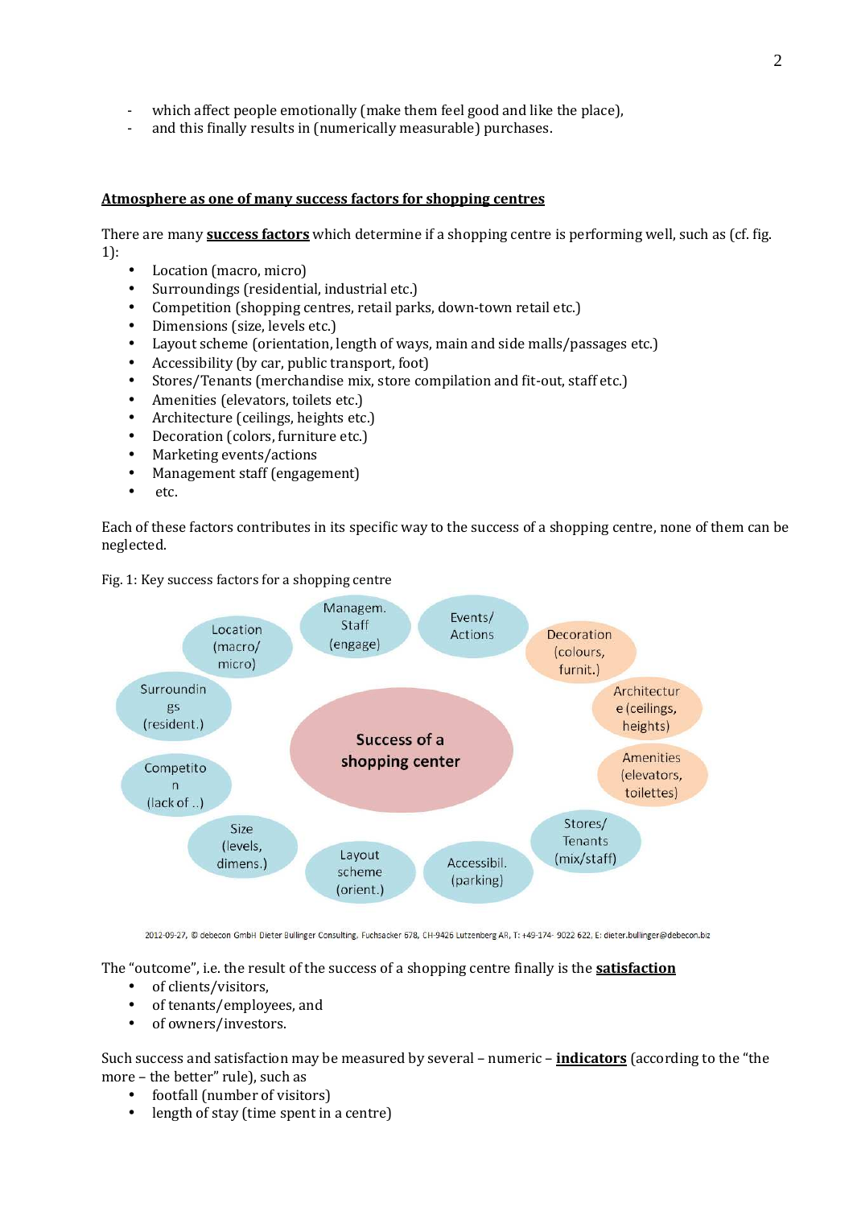- which affect people emotionally (make them feel good and like the place),
- and this finally results in (numerically measurable) purchases.

**Atmosphere as one of many success factors for shopping centres**

There are many **success factors** which determine if a shopping centre is performing well, such as (cf. fig. 1):

- Location (macro, micro)
- Surroundings (residential, industrial etc.)
- Competition (shopping centres, retail parks, down-town retail etc.)
- Dimensions (size, levels etc.)
- Layout scheme (orientation, length of ways, main and side malls/passages etc.)
- Accessibility (by car, public transport, foot)
- Stores/Tenants (merchandise mix, store compilation and fit-out, staff etc.)
- Amenities (elevators, toilets etc.)
- Architecture (ceilings, heights etc.)
- Decoration (colors, furniture etc.)
- Marketing events/actions
- Management staff (engagement)
- etc.

Each of these factors contributes in its specific way to the success of a shopping centre, none of them can be neglected.

Fig. 1: Key success factors for a shopping centre

The "outcome", i.e. the result of the success of a shopping centre finally is the **satisfaction**

- of clients/visitors,
- of tenants/employees, and
- of owners/investors.

Such success and satisfaction may be measured by several – numeric – **indicators** (according to the "the more – the better" rule), such as

- footfall (number of visitors)
- length of stay (time spent in a centre)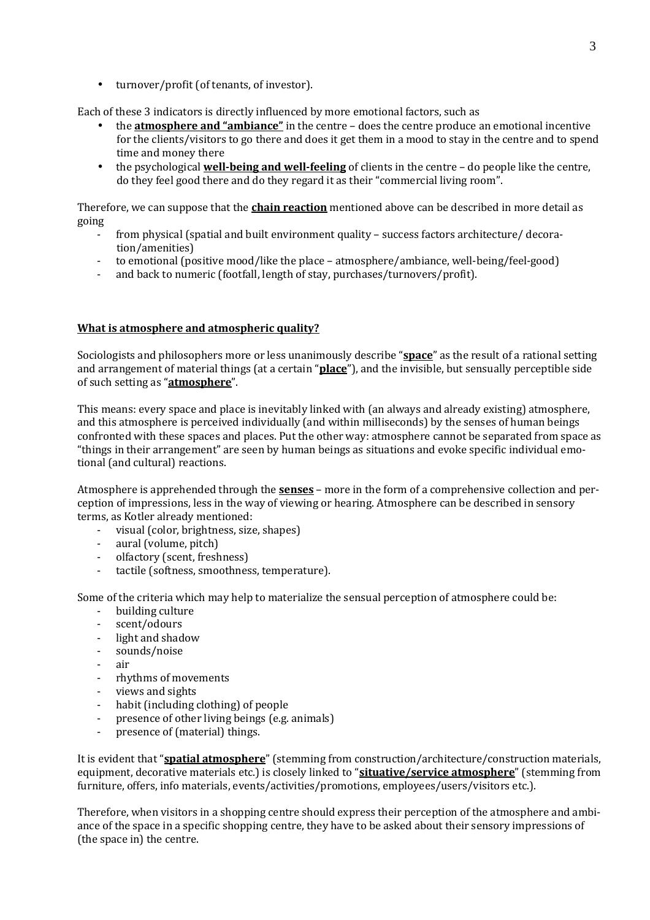- turnover/profit (of tenants, of investor).

Each of these 3 indicators is directly influenced by more emotional factors, such as

- the **atmosphere and "ambiance"** in the centre – does the centre produce an emotional incentive for the clients/visitors to go there and does it get them in a mood to stay in the centre and to spend time and money there
- the psychological **well-being and well-feeling** of clients in the centre – do people like the centre, do they feel good there and do they regard it as their "commercial living room".

Therefore, we can suppose that the **chain reaction** mentioned above can be described in more detail as going

- from physical (spatial and built environment quality – success factors architecture/ decoration/amenities)
- to emotional (positive mood/like the place – atmosphere/ambiance, well-being/feel-good)
- and back to numeric (footfall, length of stay, purchases/turnovers/profit).

## What is atmosphere and atmospheric quality?

Sociologists and philosophers more or less unanimously describe "**space**" as the result of a rational setting and arrangement of material things (at a certain "**place**"), and the invisible, but sensually perceptible side of such setting as "**atmosphere**".

This means: every space and place is inevitably linked with (an always and already existing) atmosphere, and this atmosphere is perceived individually (and within milliseconds) by the senses of human beings confronted with these spaces and places. Put the other way: atmosphere cannot be separated from space as "things in their arrangement" are seen by human beings as situations and evoke specific individual emotional (and cultural) reactions.

Atmosphere is apprehended through the **senses** – more in the form of a comprehensive collection and perception of impressions, less in the way of viewing or hearing. Atmosphere can be described in sensory terms, as Kotler already mentioned:

- visual (color, brightness, size, shapes)
- aural (volume, pitch)
- olfactory (scent, freshness)
- tactile (softness, smoothness, temperature).

Some of the criteria which may help to materialize the sensual perception of atmosphere could be:

- building culture
- scent/odours
- light and shadow
- sounds/noise
- air
- rhythms of movements
- views and sights
- habit (including clothing) of people
- presence of other living beings (e.g. animals)
- presence of (material) things.

It is evident that "**spatial atmosphere**" (stemming from construction/architecture/construction materials, equipment, decorative materials etc.) is closely linked to "**situative/service atmosphere**" (stemming from furniture, offers, info materials, events/activities/promotions, employees/users/visitors etc.).

Therefore, when visitors in a shopping centre should express their perception of the atmosphere and ambiance of the space in a specific shopping centre, they have to be asked about their sensory impressions of (the space in) the centre.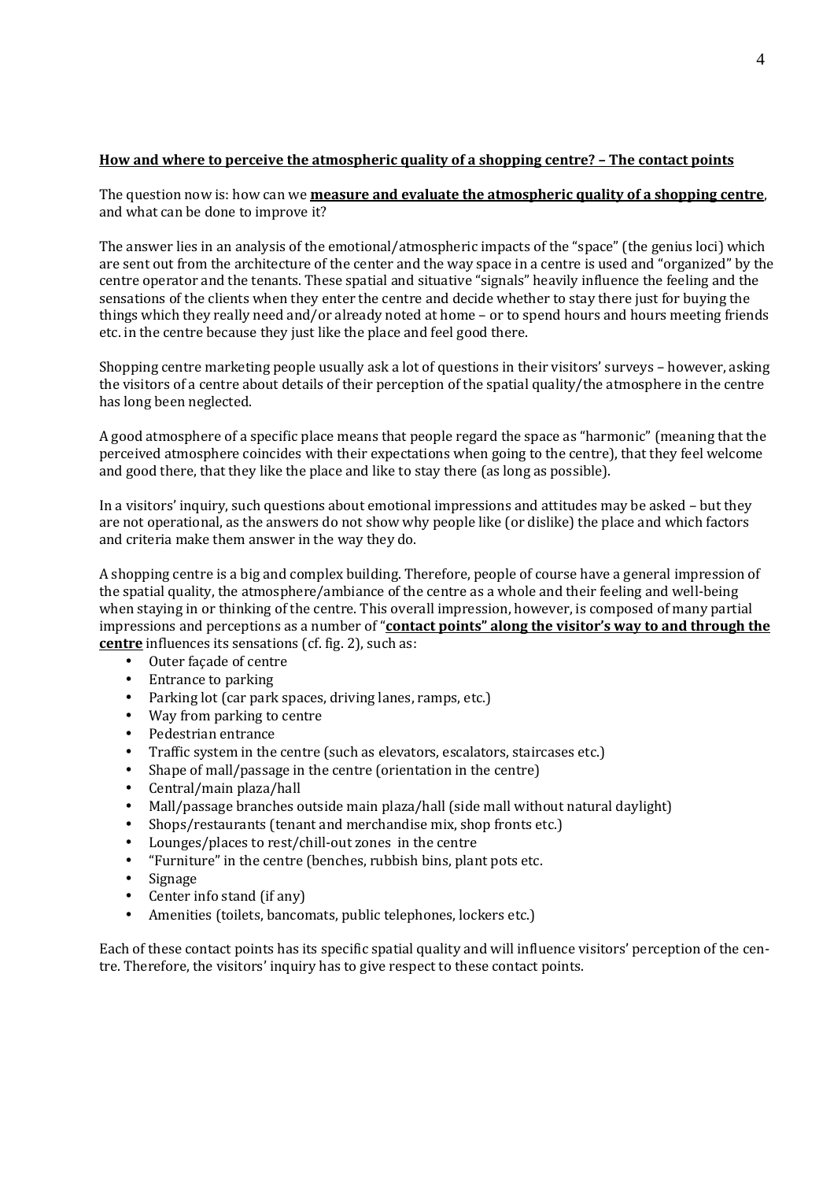**<u>How and where to perceive the atmospheric quality of a shopping centre? – The contact points</u>**

The question now is: how can we **<u>measure and evaluate the atmospheric quality of a shopping centre</u>**, and what can be done to improve it?

The answer lies in an analysis of the emotional/atmospheric impacts of the "space" (the genius loci) which are sent out from the architecture of the center and the way space in a centre is used and "organized" by the centre operator and the tenants. These spatial and situative "signals" heavily influence the feeling and the sensations of the clients when they enter the centre and decide whether to stay there just for buying the things which they really need and/or already noted at home – or to spend hours and hours meeting friends etc. in the centre because they just like the place and feel good there.

Shopping centre marketing people usually ask a lot of questions in their visitors' surveys – however, asking the visitors of a centre about details of their perception of the spatial quality/the atmosphere in the centre has long been neglected.

A good atmosphere of a specific place means that people regard the space as "harmonic" (meaning that the perceived atmosphere coincides with their expectations when going to the centre), that they feel welcome and good there, that they like the place and like to stay there (as long as possible).

In a visitors' inquiry, such questions about emotional impressions and attitudes may be asked – but they are not operational, as the answers do not show why people like (or dislike) the place and which factors and criteria make them answer in the way they do.

A shopping centre is a big and complex building. Therefore, people of course have a general impression of the spatial quality, the atmosphere/ambiance of the centre as a whole and their feeling and well-being when staying in or thinking of the centre. This overall impression, however, is composed of many partial impressions and perceptions as a number of "**<u>contact points" along the visitor's way to and through the centre</u>** influences its sensations (cf. fig. 2), such as:

- Outer façade of centre
- Entrance to parking
- Parking lot (car park spaces, driving lanes, ramps, etc.)
- Way from parking to centre
- Pedestrian entrance
- Traffic system in the centre (such as elevators, escalators, staircases etc.)
- Shape of mall/passage in the centre (orientation in the centre)
- Central/main plaza/hall
- Mall/passage branches outside main plaza/hall (side mall without natural daylight)
- Shops/restaurants (tenant and merchandise mix, shop fronts etc.)
- Lounges/places to rest/chill-out zones in the centre
- "Furniture" in the centre (benches, rubbish bins, plant pots etc.
- Signage
- Center info stand (if any)
- Amenities (toilets, bancomats, public telephones, lockers etc.)

Each of these contact points has its specific spatial quality and will influence visitors' perception of the centre. Therefore, the visitors' inquiry has to give respect to these contact points.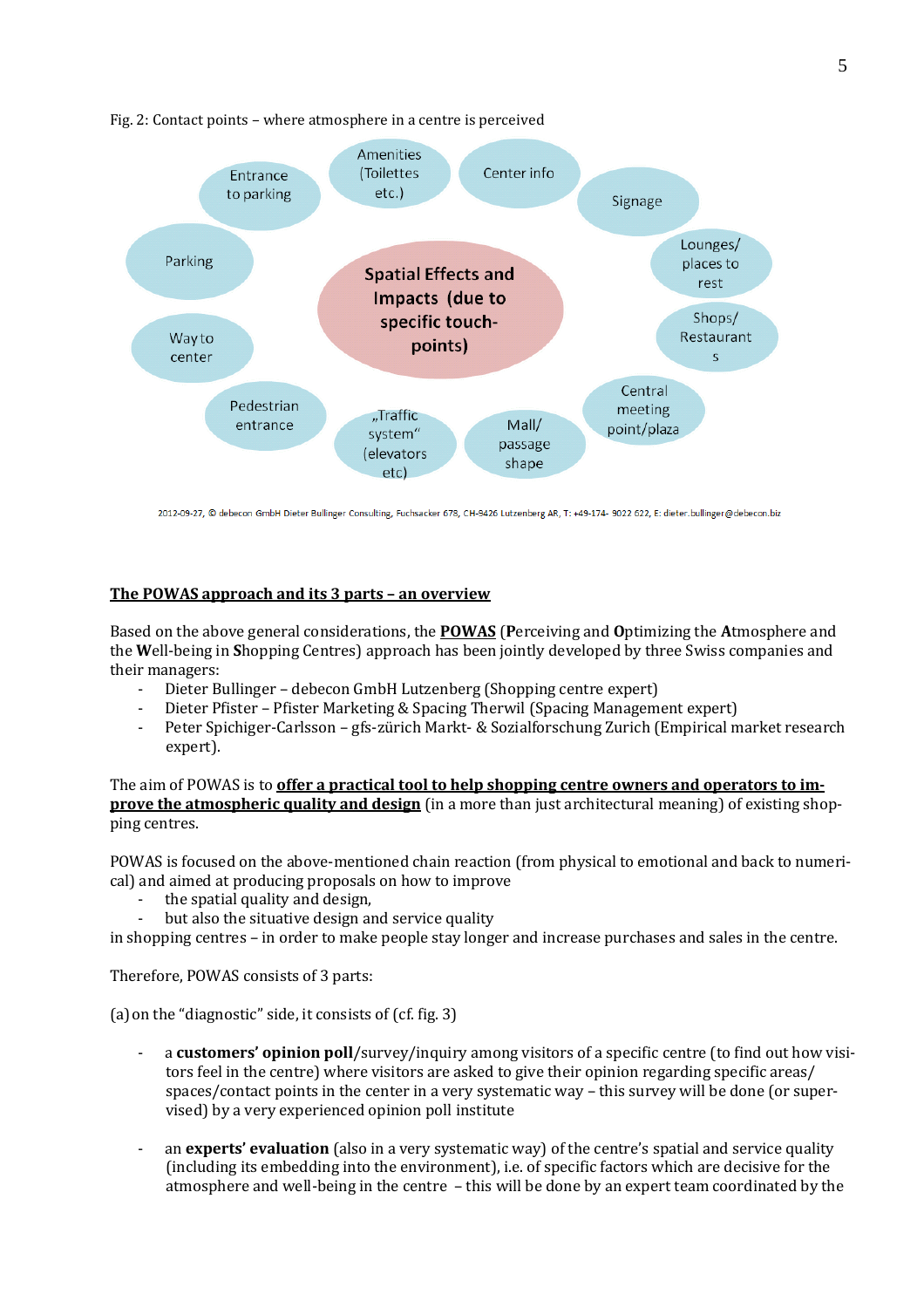Fig. 2: Contact points – where atmosphere in a centre is perceived

Spatial Effects and Impacts (due to specific touch-points)

Entrance to parking | Amenities (Toilettes etc.) | Center info | Signage | Lounges/ places to rest | Shops/ Restaurants | Central meeting point/plaza | Mall/ passage shape | „Traffic system" (elevators etc) | Pedestrian entrance | Way to center | Parking

2012-09-27, © debecon GmbH Dieter Bullinger Consulting, Fuchsacker 678, CH-9426 Lutzenberg AR, T: +49-174- 9022 622, E: dieter.bullinger@debecon.biz

## The POWAS approach and its 3 parts – an overview

Based on the above general considerations, the **POWAS** (**P**erceiving and **O**ptimizing the **A**tmosphere and the **W**ell-being in **S**hopping Centres) approach has been jointly developed by three Swiss companies and their managers:

- Dieter Bullinger – debecon GmbH Lutzenberg (Shopping centre expert)
- Dieter Pfister – Pfister Marketing & Spacing Therwil (Spacing Management expert)
- Peter Spichiger-Carlsson – gfs-zürich Markt- & Sozialforschung Zurich (Empirical market research expert).

The aim of POWAS is to **offer a practical tool to help shopping centre owners and operators to improve the atmospheric quality and design** (in a more than just architectural meaning) of existing shopping centres.

POWAS is focused on the above-mentioned chain reaction (from physical to emotional and back to numerical) and aimed at producing proposals on how to improve

- the spatial quality and design,
- but also the situative design and service quality

in shopping centres – in order to make people stay longer and increase purchases and sales in the centre.

Therefore, POWAS consists of 3 parts:

(a) on the "diagnostic" side, it consists of (cf. fig. 3)

- a **customers' opinion poll**/survey/inquiry among visitors of a specific centre (to find out how visitors feel in the centre) where visitors are asked to give their opinion regarding specific areas/ spaces/contact points in the center in a very systematic way – this survey will be done (or supervised) by a very experienced opinion poll institute

- an **experts' evaluation** (also in a very systematic way) of the centre's spatial and service quality (including its embedding into the environment), i.e. of specific factors which are decisive for the atmosphere and well-being in the centre – this will be done by an expert team coordinated by the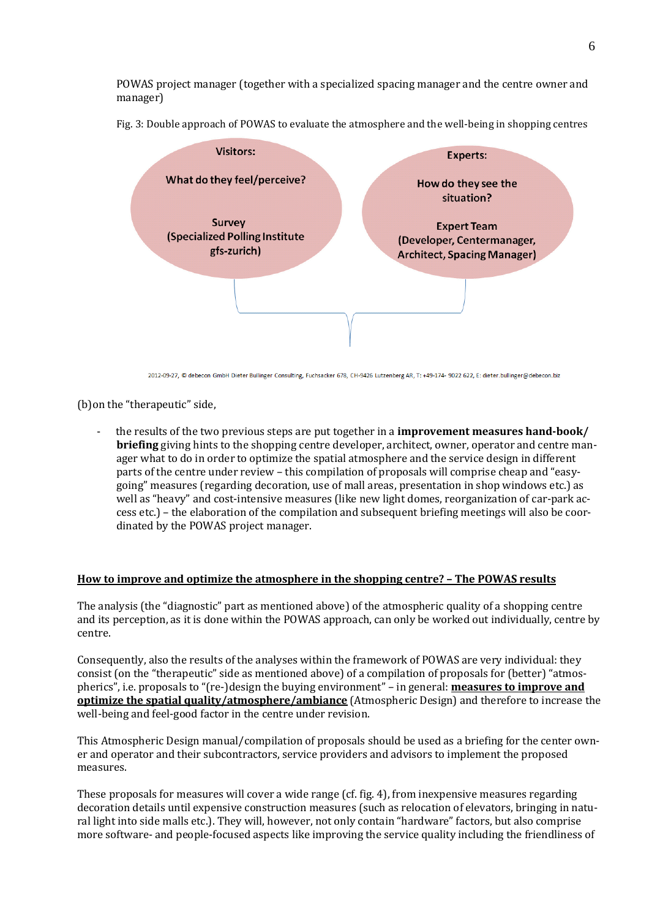POWAS project manager (together with a specialized spacing manager and the centre owner and manager)

Fig. 3: Double approach of POWAS to evaluate the atmosphere and the well-being in shopping centres

Visitors:

What do they feel/perceive?

Survey (Specialized Polling Institute gfs-zurich)

Experts:

How do they see the situation?

Expert Team (Developer, Centermanager, Architect, Spacing Manager)

2012-09-27, © debecon GmbH Dieter Bullinger Consulting, Fuchsacker 678, CH-9426 Lutzenberg AR, T: +49-174- 9022 622, E: dieter.bullinger@debecon.biz

(b) on the "therapeutic" side,

- the results of the two previous steps are put together in a **improvement measures hand-book/ briefing** giving hints to the shopping centre developer, architect, owner, operator and centre manager what to do in order to optimize the spatial atmosphere and the service design in different parts of the centre under review – this compilation of proposals will comprise cheap and "easy-going" measures (regarding decoration, use of mall areas, presentation in shop windows etc.) as well as "heavy" and cost-intensive measures (like new light domes, reorganization of car-park access etc.) – the elaboration of the compilation and subsequent briefing meetings will also be coordinated by the POWAS project manager.

## How to improve and optimize the atmosphere in the shopping centre? – The POWAS results

The analysis (the "diagnostic" part as mentioned above) of the atmospheric quality of a shopping centre and its perception, as it is done within the POWAS approach, can only be worked out individually, centre by centre.

Consequently, also the results of the analyses within the framework of POWAS are very individual: they consist (on the "therapeutic" side as mentioned above) of a compilation of proposals for (better) "atmospherics", i.e. proposals to "(re-)design the buying environment" – in general: **measures to improve and optimize the spatial quality/atmosphere/ambiance** (Atmospheric Design) and therefore to increase the well-being and feel-good factor in the centre under revision.

This Atmospheric Design manual/compilation of proposals should be used as a briefing for the center owner and operator and their subcontractors, service providers and advisors to implement the proposed measures.

These proposals for measures will cover a wide range (cf. fig. 4), from inexpensive measures regarding decoration details until expensive construction measures (such as relocation of elevators, bringing in natural light into side malls etc.). They will, however, not only contain "hardware" factors, but also comprise more software- and people-focused aspects like improving the service quality including the friendliness of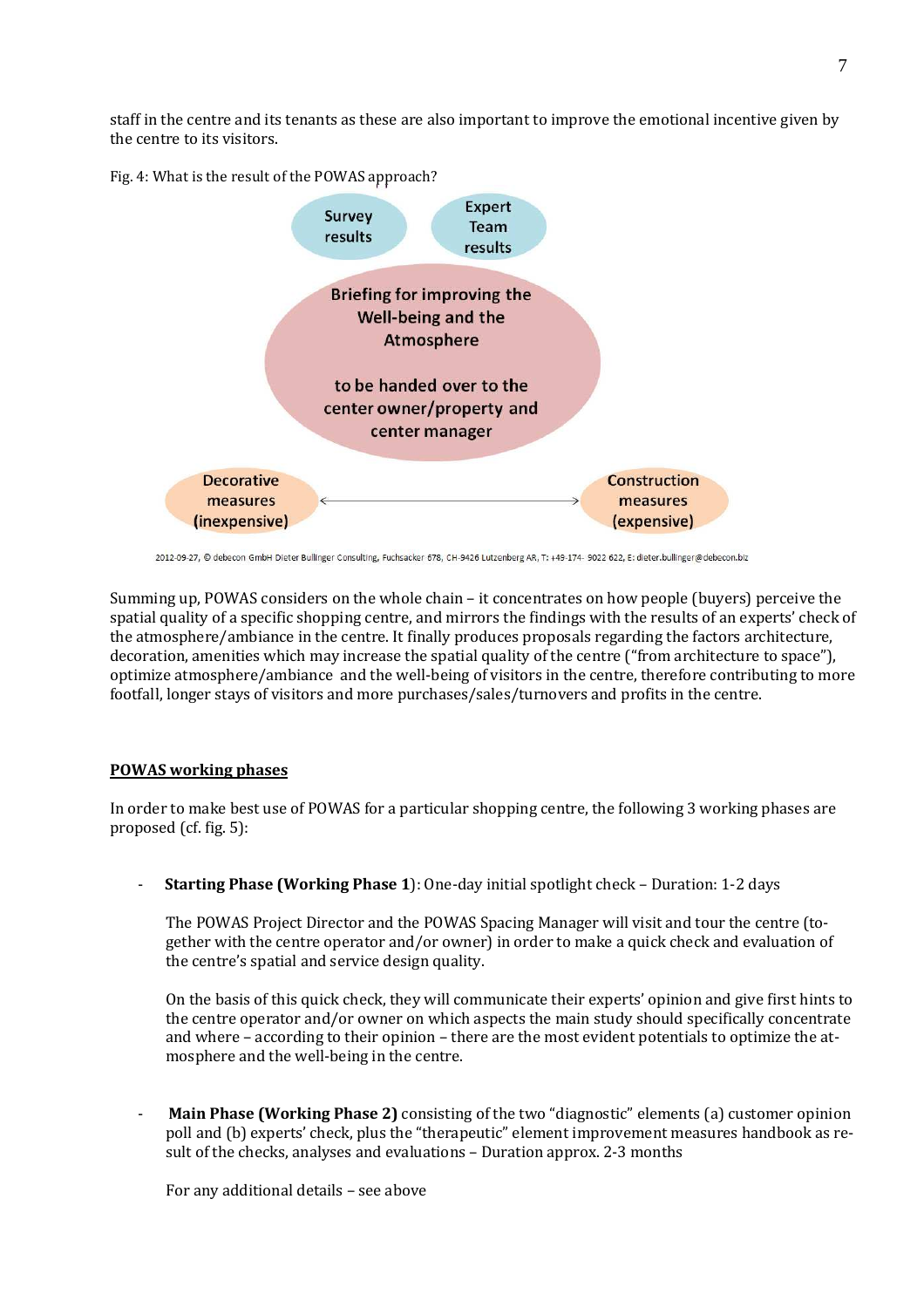staff in the centre and its tenants as these are also important to improve the emotional incentive given by the centre to its visitors.

Fig. 4: What is the result of the POWAS approach?

Survey results

Expert Team results

Briefing for improving the Well-being and the Atmosphere

to be handed over to the center owner/property and center manager

Decorative measures (inexpensive) ↔ Construction measures (expensive)

2012-09-27, © debecon GmbH Dieter Bullinger Consulting, Fuchsacker 678, CH-9426 Lutzenberg AR, T: +49-174- 9022 622, E: dieter.bullinger@debecon.biz

Summing up, POWAS considers on the whole chain – it concentrates on how people (buyers) perceive the spatial quality of a specific shopping centre, and mirrors the findings with the results of an experts' check of the atmosphere/ambiance in the centre. It finally produces proposals regarding the factors architecture, decoration, amenities which may increase the spatial quality of the centre ("from architecture to space"), optimize atmosphere/ambiance and the well-being of visitors in the centre, therefore contributing to more footfall, longer stays of visitors and more purchases/sales/turnovers and profits in the centre.

## POWAS working phases

In order to make best use of POWAS for a particular shopping centre, the following 3 working phases are proposed (cf. fig. 5):

- **Starting Phase (Working Phase 1**): One-day initial spotlight check – Duration: 1-2 days

  The POWAS Project Director and the POWAS Spacing Manager will visit and tour the centre (together with the centre operator and/or owner) in order to make a quick check and evaluation of the centre's spatial and service design quality.

  On the basis of this quick check, they will communicate their experts' opinion and give first hints to the centre operator and/or owner on which aspects the main study should specifically concentrate and where – according to their opinion – there are the most evident potentials to optimize the atmosphere and the well-being in the centre.

- **Main Phase (Working Phase 2)** consisting of the two "diagnostic" elements (a) customer opinion poll and (b) experts' check, plus the "therapeutic" element improvement measures handbook as result of the checks, analyses and evaluations – Duration approx. 2-3 months

  For any additional details – see above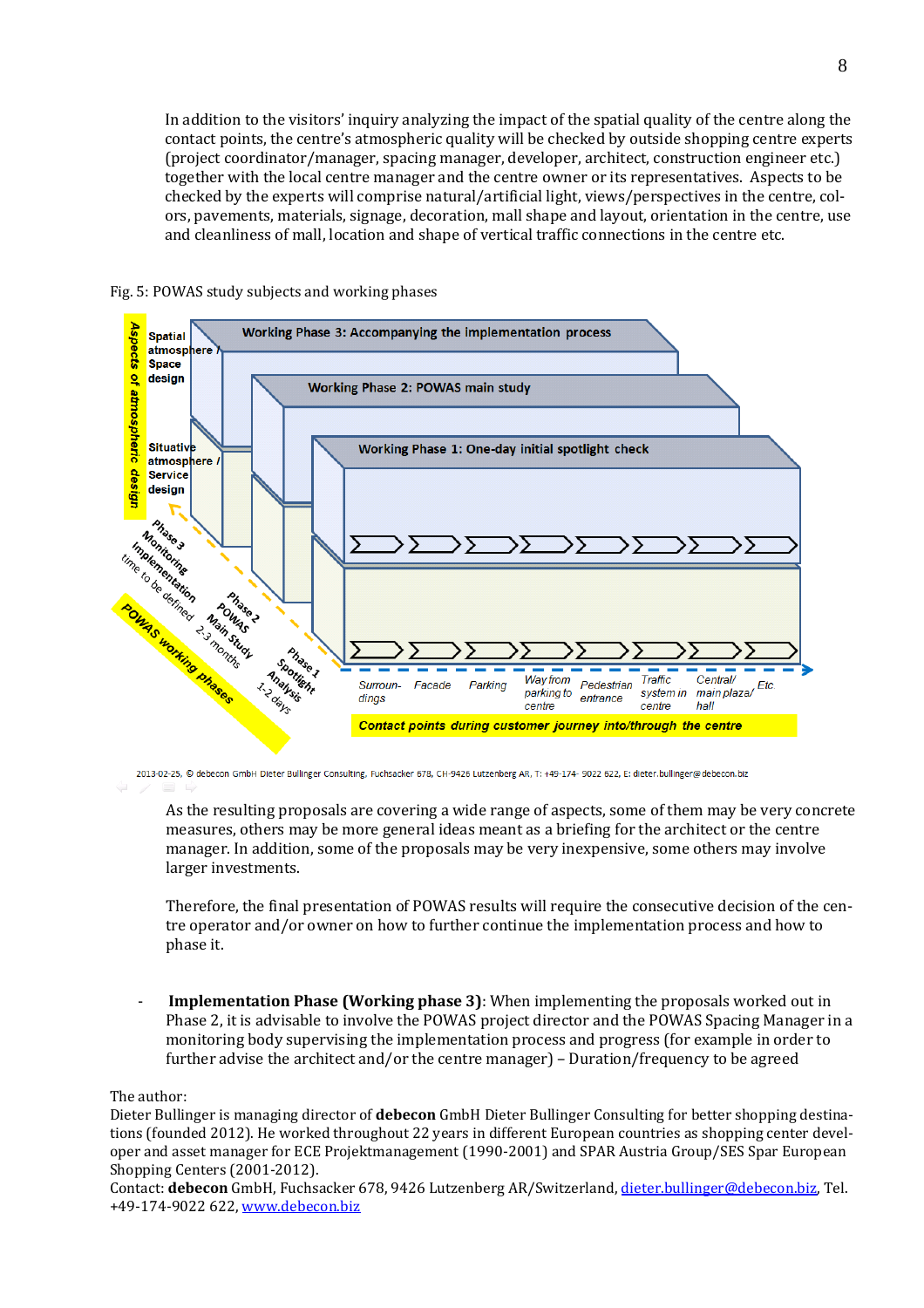In addition to the visitors' inquiry analyzing the impact of the spatial quality of the centre along the contact points, the centre's atmospheric quality will be checked by outside shopping centre experts (project coordinator/manager, spacing manager, developer, architect, construction engineer etc.) together with the local centre manager and the centre owner or its representatives. Aspects to be checked by the experts will comprise natural/artificial light, views/perspectives in the centre, colors, pavements, materials, signage, decoration, mall shape and layout, orientation in the centre, use and cleanliness of mall, location and shape of vertical traffic connections in the centre etc.

Fig. 5: POWAS study subjects and working phases

Aspects of atmospheric design

Spatial atmosphere / Space design

Situative atmosphere / Service design

Working Phase 3: Accompanying the implementation process

Working Phase 2: POWAS main study

Working Phase 1: One-day initial spotlight check

Phase 3 Monitoring Implementation time to be defined

Phase 2 POWAS Main Study 2-3 months

Phase 1 Spotlight Analysis 1-2 days

POWAS working phases

Surroundings, Facade, Parking, Way from parking to centre, Pedestrian entrance, Traffic system in centre, Central/ main plaza/ hall, Etc

Contact points during customer journey into/through the centre

2013-02-25, © debecon GmbH Dieter Bullinger Consulting, Fuchsacker 678, CH-9426 Lutzenberg AR, T: +49-174- 9022 622, E: dieter.bullinger@debecon.biz

As the resulting proposals are covering a wide range of aspects, some of them may be very concrete measures, others may be more general ideas meant as a briefing for the architect or the centre manager. In addition, some of the proposals may be very inexpensive, some others may involve larger investments.

Therefore, the final presentation of POWAS results will require the consecutive decision of the centre operator and/or owner on how to further continue the implementation process and how to phase it.

- **Implementation Phase (Working phase 3)**: When implementing the proposals worked out in Phase 2, it is advisable to involve the POWAS project director and the POWAS Spacing Manager in a monitoring body supervising the implementation process and progress (for example in order to further advise the architect and/or the centre manager) – Duration/frequency to be agreed

The author:
Dieter Bullinger is managing director of **debecon** GmbH Dieter Bullinger Consulting for better shopping destinations (founded 2012). He worked throughout 22 years in different European countries as shopping center developer and asset manager for ECE Projektmanagement (1990-2001) and SPAR Austria Group/SES Spar European Shopping Centers (2001-2012).
Contact: **debecon** GmbH, Fuchsacker 678, 9426 Lutzenberg AR/Switzerland, dieter.bullinger@debecon.biz, Tel. +49-174-9022 622, www.debecon.biz